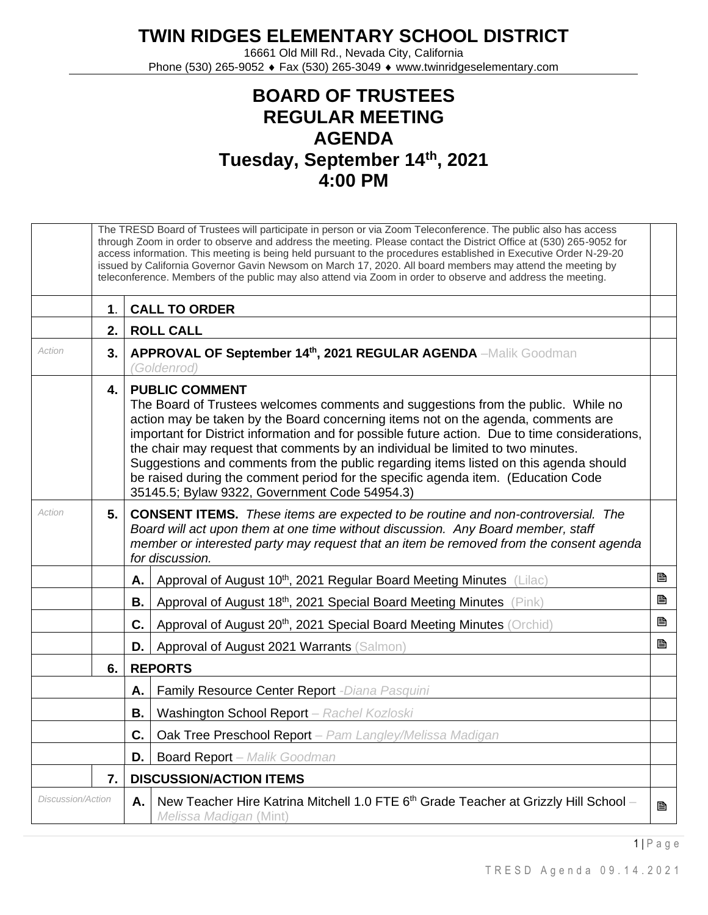# TWIN RIDGES ELEMENTARY SCHOOL DISTRICT

16661 Old Mill Rd., Nevada City, California
Phone (530) 265-9052 ♦ Fax (530) 265-3049 ♦ www.twinridgeselementary.com

## BOARD OF TRUSTEES
## REGULAR MEETING
## AGENDA
## Tuesday, September 14th, 2021
## 4:00 PM

| | | | | |
|---|---|---|---|---|
| | The TRESD Board of Trustees will participate in person or via Zoom Teleconference. The public also has access through Zoom in order to observe and address the meeting. Please contact the District Office at (530) 265-9052 for access information. This meeting is being held pursuant to the procedures established in Executive Order N-29-20 issued by California Governor Gavin Newsom on March 17, 2020. All board members may attend the meeting by teleconference. Members of the public may also attend via Zoom in order to observe and address the meeting. | | | |
| | **1.** | **CALL TO ORDER** | | |
| | **2.** | **ROLL CALL** | | |
| *Action* | **3.** | **APPROVAL OF September 14th, 2021 REGULAR AGENDA** –Malik Goodman *(Goldenrod)* | | |
| | **4.** | **PUBLIC COMMENT** The Board of Trustees welcomes comments and suggestions from the public. While no action may be taken by the Board concerning items not on the agenda, comments are important for District information and for possible future action. Due to time considerations, the chair may request that comments by an individual be limited to two minutes. Suggestions and comments from the public regarding items listed on this agenda should be raised during the comment period for the specific agenda item. (Education Code 35145.5; Bylaw 9322, Government Code 54954.3) | | |
| *Action* | **5.** | **CONSENT ITEMS.** *These items are expected to be routine and non-controversial. The Board will act upon them at one time without discussion. Any Board member, staff member or interested party may request that an item be removed from the consent agenda for discussion.* | | |
| | | **A.** | Approval of August 10th, 2021 Regular Board Meeting Minutes (Lilac) | 🖹 |
| | | **B.** | Approval of August 18th, 2021 Special Board Meeting Minutes (Pink) | 🖹 |
| | | **C.** | Approval of August 20th, 2021 Special Board Meeting Minutes (Orchid) | 🖹 |
| | | **D.** | Approval of August 2021 Warrants (Salmon) | 🖹 |
| | **6.** | **REPORTS** | | |
| | | **A.** | Family Resource Center Report *-Diana Pasquini* | |
| | | **B.** | Washington School Report *– Rachel Kozloski* | |
| | | **C.** | Oak Tree Preschool Report *– Pam Langley/Melissa Madigan* | |
| | | **D.** | Board Report *– Malik Goodman* | |
| | **7.** | **DISCUSSION/ACTION ITEMS** | | |
| *Discussion/Action* | | **A.** | New Teacher Hire Katrina Mitchell 1.0 FTE 6th Grade Teacher at Grizzly Hill School – *Melissa Madigan* (Mint) | 🖹 |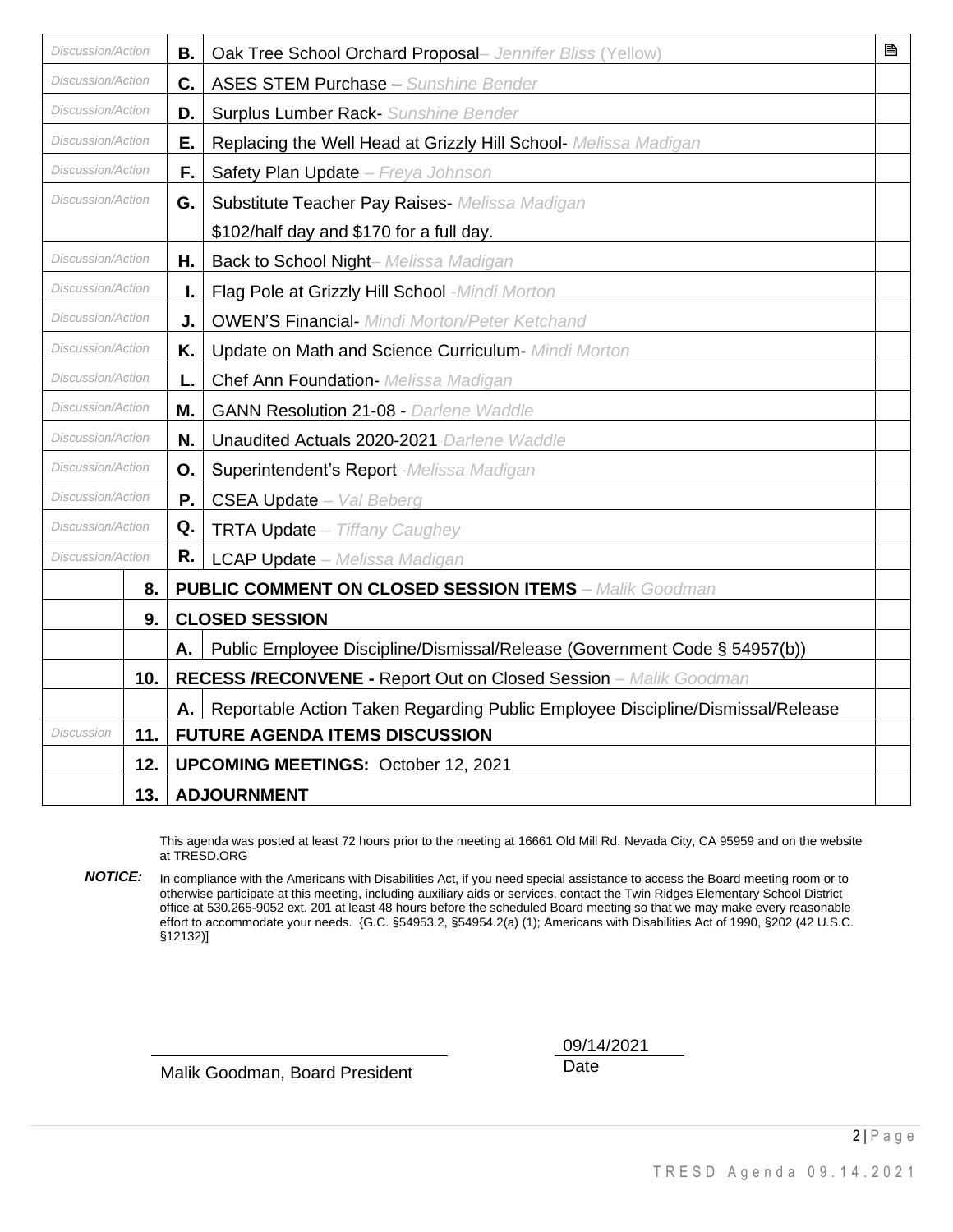| | | | | |
|---|---|---|---|---|
| *Discussion/Action* | | **B.** | Oak Tree School Orchard Proposal– *Jennifer Bliss* (Yellow) | 🖹 |
| *Discussion/Action* | | **C.** | ASES STEM Purchase – *Sunshine Bender* | |
| *Discussion/Action* | | **D.** | Surplus Lumber Rack- *Sunshine Bender* | |
| *Discussion/Action* | | **E.** | Replacing the Well Head at Grizzly Hill School- *Melissa Madigan* | |
| *Discussion/Action* | | **F.** | Safety Plan Update – *Freya Johnson* | |
| *Discussion/Action* | | **G.** | Substitute Teacher Pay Raises- *Melissa Madigan*<br>$102/half day and $170 for a full day. | |
| *Discussion/Action* | | **H.** | Back to School Night– *Melissa Madigan* | |
| *Discussion/Action* | | **I.** | Flag Pole at Grizzly Hill School -*Mindi Morton* | |
| *Discussion/Action* | | **J.** | OWEN'S Financial- *Mindi Morton/Peter Ketchand* | |
| *Discussion/Action* | | **K.** | Update on Math and Science Curriculum- *Mindi Morton* | |
| *Discussion/Action* | | **L.** | Chef Ann Foundation- *Melissa Madigan* | |
| *Discussion/Action* | | **M.** | GANN Resolution 21-08 - *Darlene Waddle* | |
| *Discussion/Action* | | **N.** | Unaudited Actuals 2020-2021 *Darlene Waddle* | |
| *Discussion/Action* | | **O.** | Superintendent's Report -*Melissa Madigan* | |
| *Discussion/Action* | | **P.** | CSEA Update – *Val Beberg* | |
| *Discussion/Action* | | **Q.** | TRTA Update – *Tiffany Caughey* | |
| *Discussion/Action* | | **R.** | LCAP Update – *Melissa Madigan* | |
| | **8.** | **PUBLIC COMMENT ON CLOSED SESSION ITEMS** – *Malik Goodman* | | |
| | **9.** | **CLOSED SESSION** | | |
| | | **A.** | Public Employee Discipline/Dismissal/Release (Government Code § 54957(b)) | |
| | **10.** | **RECESS /RECONVENE -** Report Out on Closed Session – *Malik Goodman* | | |
| | | **A.** | Reportable Action Taken Regarding Public Employee Discipline/Dismissal/Release | |
| *Discussion* | **11.** | **FUTURE AGENDA ITEMS DISCUSSION** | | |
| | **12.** | **UPCOMING MEETINGS:** October 12, 2021 | | |
| | **13.** | **ADJOURNMENT** | | |

This agenda was posted at least 72 hours prior to the meeting at 16661 Old Mill Rd. Nevada City, CA 95959 and on the website at TRESD.ORG

***NOTICE:*** In compliance with the Americans with Disabilities Act, if you need special assistance to access the Board meeting room or to otherwise participate at this meeting, including auxiliary aids or services, contact the Twin Ridges Elementary School District office at 530.265-9052 ext. 201 at least 48 hours before the scheduled Board meeting so that we may make every reasonable effort to accommodate your needs. {G.C. §54953.2, §54954.2(a) (1); Americans with Disabilities Act of 1990, §202 (42 U.S.C. §12132)]

Malik Goodman, Board President

09/14/2021
Date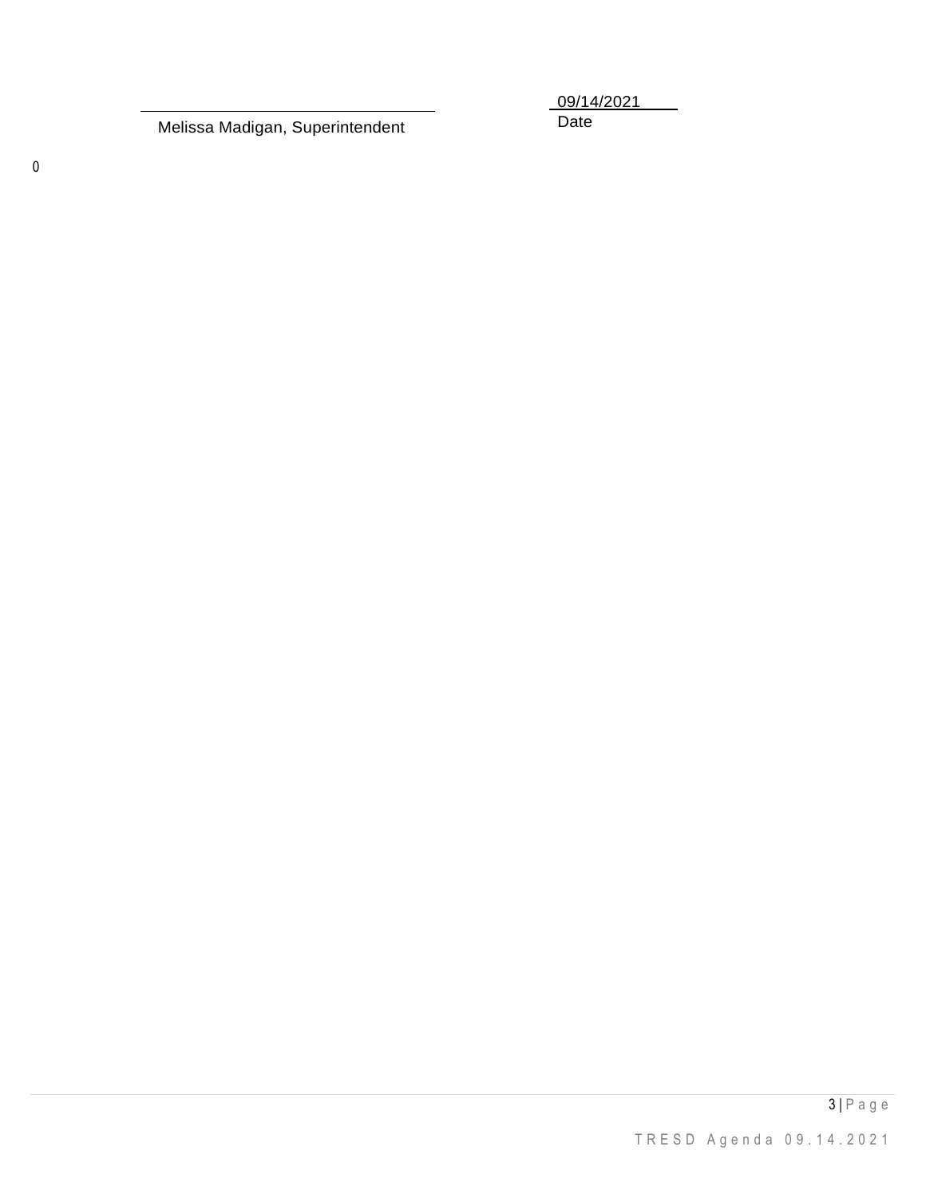______________________________ 09/14/2021

Melissa Madigan, Superintendent Date

0